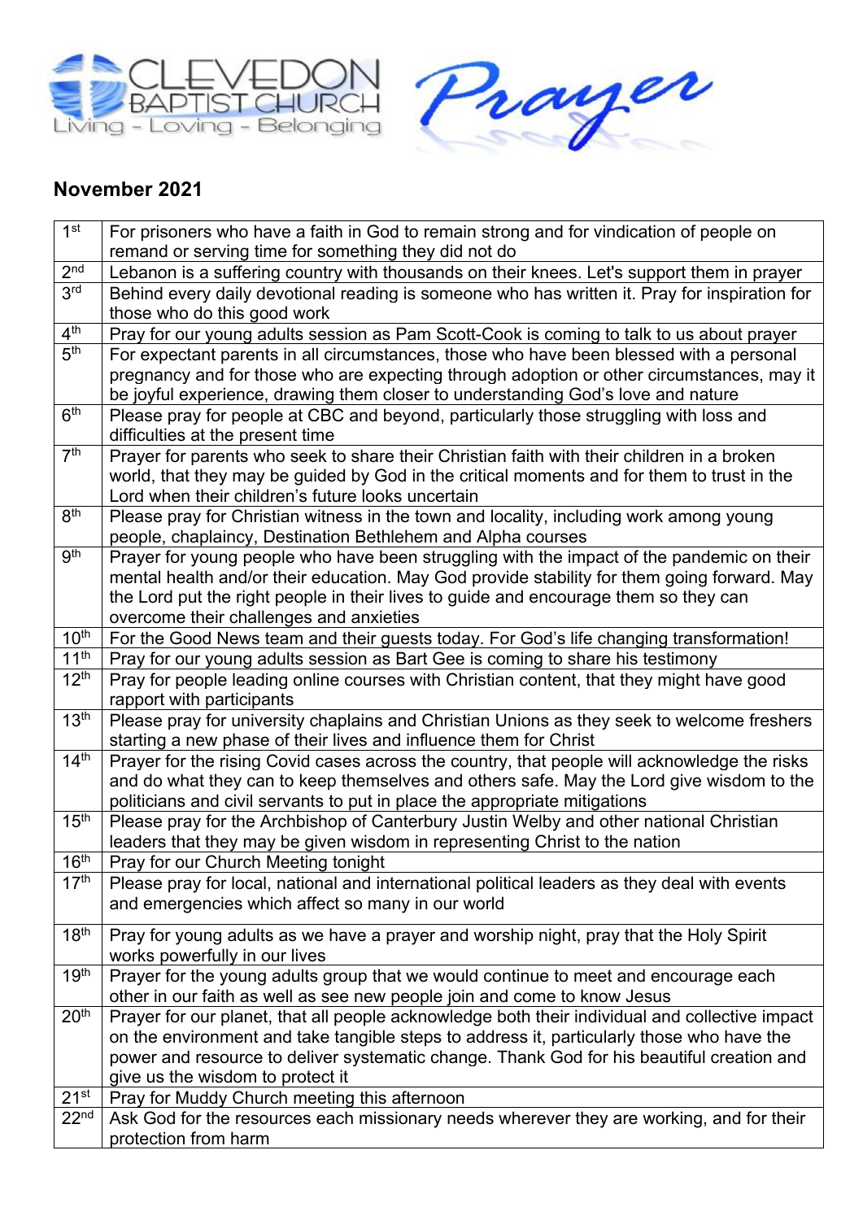CLEVEDON BAPTIST CHURCH
Living - Loving - Belonging

Prayer

## November 2021

| | |
|---|---|
| 1st | For prisoners who have a faith in God to remain strong and for vindication of people on remand or serving time for something they did not do |
| 2nd | Lebanon is a suffering country with thousands on their knees. Let's support them in prayer |
| 3rd | Behind every daily devotional reading is someone who has written it. Pray for inspiration for those who do this good work |
| 4th | Pray for our young adults session as Pam Scott-Cook is coming to talk to us about prayer |
| 5th | For expectant parents in all circumstances, those who have been blessed with a personal pregnancy and for those who are expecting through adoption or other circumstances, may it be joyful experience, drawing them closer to understanding God's love and nature |
| 6th | Please pray for people at CBC and beyond, particularly those struggling with loss and difficulties at the present time |
| 7th | Prayer for parents who seek to share their Christian faith with their children in a broken world, that they may be guided by God in the critical moments and for them to trust in the Lord when their children's future looks uncertain |
| 8th | Please pray for Christian witness in the town and locality, including work among young people, chaplaincy, Destination Bethlehem and Alpha courses |
| 9th | Prayer for young people who have been struggling with the impact of the pandemic on their mental health and/or their education. May God provide stability for them going forward. May the Lord put the right people in their lives to guide and encourage them so they can overcome their challenges and anxieties |
| 10th | For the Good News team and their guests today. For God's life changing transformation! |
| 11th | Pray for our young adults session as Bart Gee is coming to share his testimony |
| 12th | Pray for people leading online courses with Christian content, that they might have good rapport with participants |
| 13th | Please pray for university chaplains and Christian Unions as they seek to welcome freshers starting a new phase of their lives and influence them for Christ |
| 14th | Prayer for the rising Covid cases across the country, that people will acknowledge the risks and do what they can to keep themselves and others safe. May the Lord give wisdom to the politicians and civil servants to put in place the appropriate mitigations |
| 15th | Please pray for the Archbishop of Canterbury Justin Welby and other national Christian leaders that they may be given wisdom in representing Christ to the nation |
| 16th | Pray for our Church Meeting tonight |
| 17th | Please pray for local, national and international political leaders as they deal with events and emergencies which affect so many in our world |
| 18th | Pray for young adults as we have a prayer and worship night, pray that the Holy Spirit works powerfully in our lives |
| 19th | Prayer for the young adults group that we would continue to meet and encourage each other in our faith as well as see new people join and come to know Jesus |
| 20th | Prayer for our planet, that all people acknowledge both their individual and collective impact on the environment and take tangible steps to address it, particularly those who have the power and resource to deliver systematic change. Thank God for his beautiful creation and give us the wisdom to protect it |
| 21st | Pray for Muddy Church meeting this afternoon |
| 22nd | Ask God for the resources each missionary needs wherever they are working, and for their protection from harm |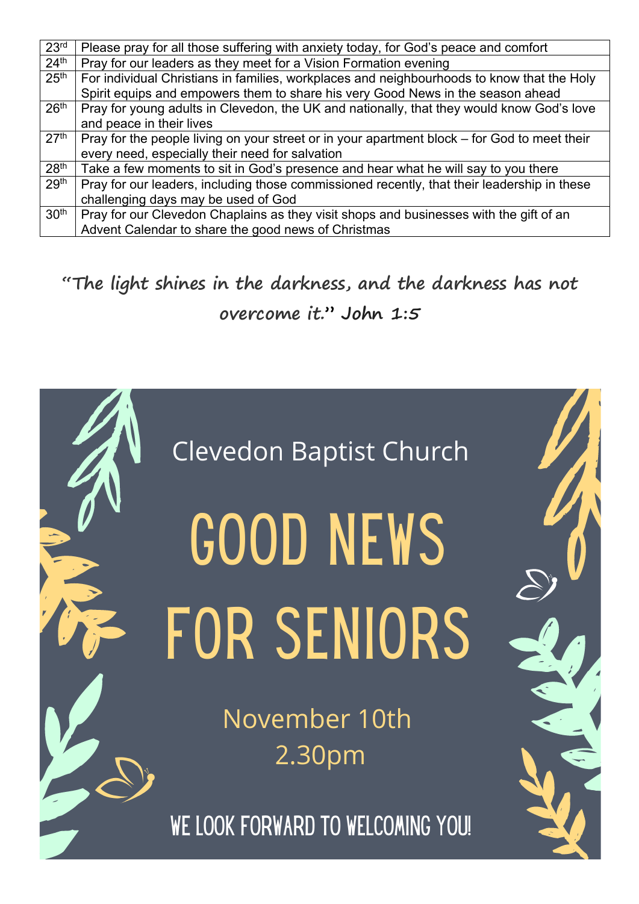| | |
|---|---|
| 23rd | Please pray for all those suffering with anxiety today, for God's peace and comfort |
| 24th | Pray for our leaders as they meet for a Vision Formation evening |
| 25th | For individual Christians in families, workplaces and neighbourhoods to know that the Holy Spirit equips and empowers them to share his very Good News in the season ahead |
| 26th | Pray for young adults in Clevedon, the UK and nationally, that they would know God's love and peace in their lives |
| 27th | Pray for the people living on your street or in your apartment block – for God to meet their every need, especially their need for salvation |
| 28th | Take a few moments to sit in God's presence and hear what he will say to you there |
| 29th | Pray for our leaders, including those commissioned recently, that their leadership in these challenging days may be used of God |
| 30th | Pray for our Clevedon Chaplains as they visit shops and businesses with the gift of an Advent Calendar to share the good news of Christmas |

**"The light shines in the darkness, and the darkness has not overcome it." John 1:5**

Clevedon Baptist Church

# GOOD NEWS FOR SENIORS

November 10th
2.30pm

WE LOOK FORWARD TO WELCOMING YOU!